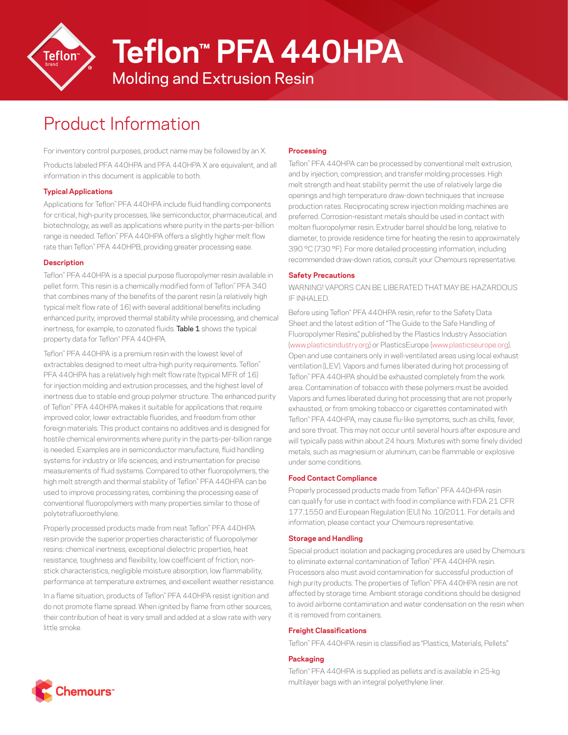# Teflon™ PFA 440HPA

## Molding and Extrusion Resin

## Product Information

For inventory control purposes, product name may be followed by an X.

Products labeled PFA 440HPA and PFA 440HPA X are equivalent, and all information in this document is applicable to both.

### Typical Applications

Applications for Teflon™ PFA 440HPA include fluid handling components for critical, high-purity processes, like semiconductor, pharmaceutical, and biotechnology, as well as applications where purity in the parts-per-billion range is needed. Teflon™ PFA 440HPA offers a slightly higher melt flow rate than Teflon™ PFA 440HPB, providing greater processing ease.

### Description

Teflon™ PFA 440HPA is a special purpose fluoropolymer resin available in pellet form. This resin is a chemically modified form of Teflon™ PFA 340 that combines many of the benefits of the parent resin (a relatively high typical melt flow rate of 16) with several additional benefits including enhanced purity, improved thermal stability while processing, and chemical inertness, for example, to ozonated fluids. **Table 1** shows the typical property data for Teflon™ PFA 440HPA.

Teflon™ PFA 440HPA is a premium resin with the lowest level of extractables designed to meet ultra-high purity requirements. Teflon™ PFA 440HPA has a relatively high melt flow rate (typical MFR of 16) for injection molding and extrusion processes, and the highest level of inertness due to stable end group polymer structure. The enhanced purity of Teflon™ PFA 440HPA makes it suitable for applications that require improved color, lower extractable fluorides, and freedom from other foreign materials. This product contains no additives and is designed for hostile chemical environments where purity in the parts-per-billion range is needed. Examples are in semiconductor manufacture, fluid handling systems for industry or life sciences, and instrumentation for precise measurements of fluid systems. Compared to other fluoropolymers, the high melt strength and thermal stability of Teflon™ PFA 440HPA can be used to improve processing rates, combining the processing ease of conventional fluoropolymers with many properties similar to those of polytetrafluoroethylene.

Properly processed products made from neat Teflon™ PFA 440HPA resin provide the superior properties characteristic of fluoropolymer resins: chemical inertness, exceptional dielectric properties, heat resistance, toughness and flexibility, low coefficient of friction, non-stick characteristics, negligible moisture absorption, low flammability, performance at temperature extremes, and excellent weather resistance.

In a flame situation, products of Teflon™ PFA 440HPA resist ignition and do not promote flame spread. When ignited by flame from other sources, their contribution of heat is very small and added at a slow rate with very little smoke.

### Processing

Teflon™ PFA 440HPA can be processed by conventional melt extrusion, and by injection, compression, and transfer molding processes. High melt strength and heat stability permit the use of relatively large die openings and high temperature draw-down techniques that increase production rates. Reciprocating screw injection molding machines are preferred. Corrosion-resistant metals should be used in contact with molten fluoropolymer resin. Extruder barrel should be long, relative to diameter, to provide residence time for heating the resin to approximately 390 °C (730 °F). For more detailed processing information, including recommended draw-down ratios, consult your Chemours representative.

### Safety Precautions

WARNING! VAPORS CAN BE LIBERATED THAT MAY BE HAZARDOUS IF INHALED.

Before using Teflon™ PFA 440HPA resin, refer to the Safety Data Sheet and the latest edition of "The Guide to the Safe Handling of Fluoropolymer Resins," published by the Plastics Industry Association (www.plasticsindustry.org) or PlasticsEurope (www.plasticseurope.org). Open and use containers only in well-ventilated areas using local exhaust ventilation (LEV). Vapors and fumes liberated during hot processing of Teflon™ PFA 440HPA should be exhausted completely from the work area. Contamination of tobacco with these polymers must be avoided. Vapors and fumes liberated during hot processing that are not properly exhausted, or from smoking tobacco or cigarettes contaminated with Teflon™ PFA 440HPA, may cause flu-like symptoms, such as chills, fever, and sore throat. This may not occur until several hours after exposure and will typically pass within about 24 hours. Mixtures with some finely divided metals, such as magnesium or aluminum, can be flammable or explosive under some conditions.

### Food Contact Compliance

Properly processed products made from Teflon™ PFA 440HPA resin can qualify for use in contact with food in compliance with FDA 21 CFR 177.1550 and European Regulation (EU) No. 10/2011. For details and information, please contact your Chemours representative.

### Storage and Handling

Special product isolation and packaging procedures are used by Chemours to eliminate external contamination of Teflon™ PFA 440HPA resin. Processors also must avoid contamination for successful production of high purity products. The properties of Teflon™ PFA 440HPA resin are not affected by storage time. Ambient storage conditions should be designed to avoid airborne contamination and water condensation on the resin when it is removed from containers.

### Freight Classifications

Teflon™ PFA 440HPA resin is classified as "Plastics, Materials, Pellets."

### Packaging

Teflon™ PFA 440HPA is supplied as pellets and is available in 25-kg multilayer bags with an integral polyethylene liner.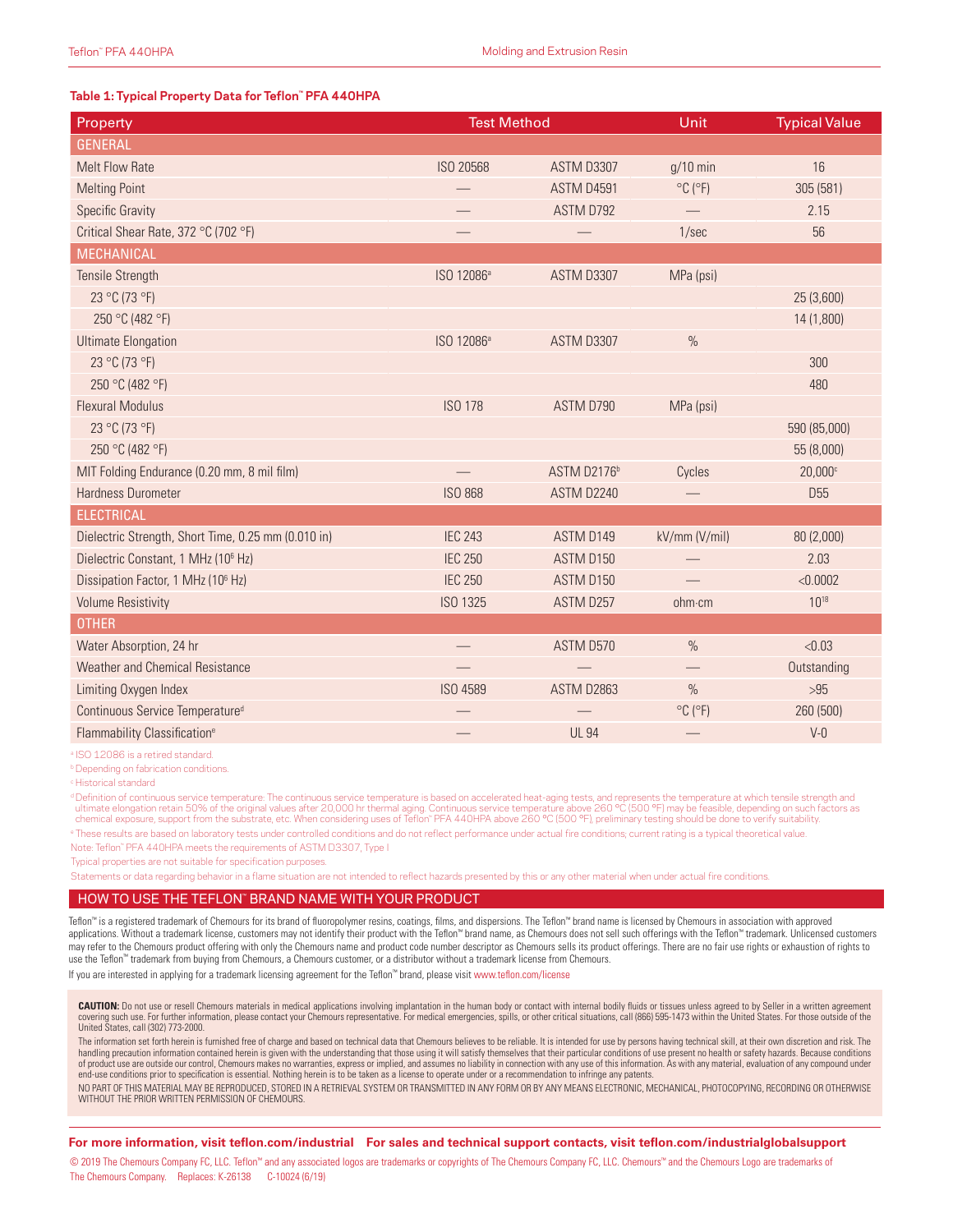**Table 1: Typical Property Data for Teflon™ PFA 440HPA**

| Property | Test Method | | Unit | Typical Value |
| --- | --- | --- | --- | --- |
| **GENERAL** | | | | |
| Melt Flow Rate | ISO 20568 | ASTM D3307 | g/10 min | 16 |
| Melting Point | — | ASTM D4591 | °C (°F) | 305 (581) |
| Specific Gravity | — | ASTM D792 | — | 2.15 |
| Critical Shear Rate, 372 °C (702 °F) | — | — | 1/sec | 56 |
| **MECHANICAL** | | | | |
| Tensile Strength | ISO 12086[a] | ASTM D3307 | MPa (psi) | |
| 23 °C (73 °F) | | | | 25 (3,600) |
| 250 °C (482 °F) | | | | 14 (1,800) |
| Ultimate Elongation | ISO 12086[a] | ASTM D3307 | % | |
| 23 °C (73 °F) | | | | 300 |
| 250 °C (482 °F) | | | | 480 |
| Flexural Modulus | ISO 178 | ASTM D790 | MPa (psi) | |
| 23 °C (73 °F) | | | | 590 (85,000) |
| 250 °C (482 °F) | | | | 55 (8,000) |
| MIT Folding Endurance (0.20 mm, 8 mil film) | — | ASTM D2176[b] | Cycles | 20,000[c] |
| Hardness Durometer | ISO 868 | ASTM D2240 | — | D55 |
| **ELECTRICAL** | | | | |
| Dielectric Strength, Short Time, 0.25 mm (0.010 in) | IEC 243 | ASTM D149 | kV/mm (V/mil) | 80 (2,000) |
| Dielectric Constant, 1 MHz ($10^6$ Hz) | IEC 250 | ASTM D150 | — | 2.03 |
| Dissipation Factor, 1 MHz ($10^6$ Hz) | IEC 250 | ASTM D150 | — | <0.0002 |
| Volume Resistivity | ISO 1325 | ASTM D257 | ohm·cm | $10^{18}$ |
| **OTHER** | | | | |
| Water Absorption, 24 hr | — | ASTM D570 | % | <0.03 |
| Weather and Chemical Resistance | — | — | — | Outstanding |
| Limiting Oxygen Index | ISO 4589 | ASTM D2863 | % | >95 |
| Continuous Service Temperature[d] | — | — | °C (°F) | 260 (500) |
| Flammability Classification[e] | — | UL 94 | — | V-0 |

[a] ISO 12086 is a retired standard.

[b] Depending on fabrication conditions.

[c] Historical standard

[d] Definition of continuous service temperature: The continuous service temperature is based on accelerated heat-aging tests, and represents the temperature at which tensile strength and ultimate elongation retain 50% of the original values after 20,000 hr thermal aging. Continuous service temperature above 260 °C (500 °F) may be feasible, depending on such factors as chemical exposure, support from the substrate, etc. When considering uses of Teflon™ PFA 440HPA above 260 °C (500 °F), preliminary testing should be done to verify suitability.

[e] These results are based on laboratory tests under controlled conditions and do not reflect performance under actual fire conditions; current rating is a typical theoretical value.

Note: Teflon™ PFA 440HPA meets the requirements of ASTM D3307, Type I

Typical properties are not suitable for specification purposes.

Statements or data regarding behavior in a flame situation are not intended to reflect hazards presented by this or any other material when under actual fire conditions.

## HOW TO USE THE TEFLON™ BRAND NAME WITH YOUR PRODUCT

Teflon™ is a registered trademark of Chemours for its brand of fluoropolymer resins, coatings, films, and dispersions. The Teflon™ brand name is licensed by Chemours in association with approved applications. Without a trademark license, customers may not identify their product with the Teflon™ brand name, as Chemours does not sell such offerings with the Teflon™ trademark. Unlicensed customers may refer to the Chemours product offering with only the Chemours name and product code number descriptor as Chemours sells its product offerings. There are no fair use rights or exhaustion of rights to use the Teflon™ trademark from buying from Chemours, a Chemours customer, or a distributor without a trademark license from Chemours.

If you are interested in applying for a trademark licensing agreement for the Teflon™ brand, please visit www.teflon.com/license

**CAUTION:** Do not use or resell Chemours materials in medical applications involving implantation in the human body or contact with internal bodily fluids or tissues unless agreed to by Seller in a written agreement covering such use. For further information, please contact your Chemours representative. For medical emergencies, spills, or other critical situations, call (866) 595-1473 within the United States. For those outside of the United States, call (302) 773-2000.

The information set forth herein is furnished free of charge and based on technical data that Chemours believes to be reliable. It is intended for use by persons having technical skill, at their own discretion and risk. The handling precaution information contained herein is given with the understanding that those using it will satisfy themselves that their particular conditions of use present no health or safety hazards. Because conditions of product use are outside our control, Chemours makes no warranties, express or implied, and assumes no liability in connection with any use of this information. As with any material, evaluation of any compound under end-use conditions prior to specification is essential. Nothing herein is to be taken as a license to operate under or a recommendation to infringe any patents.

NO PART OF THIS MATERIAL MAY BE REPRODUCED, STORED IN A RETRIEVAL SYSTEM OR TRANSMITTED IN ANY FORM OR BY ANY MEANS ELECTRONIC, MECHANICAL, PHOTOCOPYING, RECORDING OR OTHERWISE WITHOUT THE PRIOR WRITTEN PERMISSION OF CHEMOURS.

**For more information, visit teflon.com/industrial** **For sales and technical support contacts, visit teflon.com/industrialglobalsupport**

© 2019 The Chemours Company FC, LLC. Teflon™ and any associated logos are trademarks or copyrights of The Chemours Company FC, LLC. Chemours™ and the Chemours Logo are trademarks of The Chemours Company. Replaces: K-26138 C-10024 (6/19)